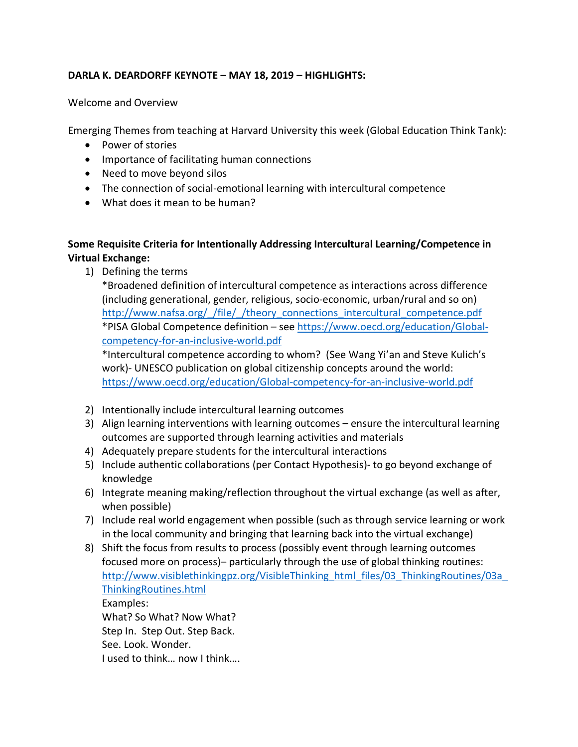**DARLA K. DEARDORFF KEYNOTE – MAY 18, 2019 – HIGHLIGHTS:**

Welcome and Overview

Emerging Themes from teaching at Harvard University this week (Global Education Think Tank):

- Power of stories
- Importance of facilitating human connections
- Need to move beyond silos
- The connection of social-emotional learning with intercultural competence
- What does it mean to be human?

**Some Requisite Criteria for Intentionally Addressing Intercultural Learning/Competence in Virtual Exchange:**

1) Defining the terms
   *Broadened definition of intercultural competence as interactions across difference (including generational, gender, religious, socio-economic, urban/rural and so on)
   [http://www.nafsa.org/_/file/_/theory_connections_intercultural_competence.pdf](http://www.nafsa.org/_/file/_/theory_connections_intercultural_competence.pdf)
   *PISA Global Competence definition – see [https://www.oecd.org/education/Global-competency-for-an-inclusive-world.pdf](https://www.oecd.org/education/Global-competency-for-an-inclusive-world.pdf)
   *Intercultural competence according to whom? (See Wang Yi'an and Steve Kulich's work)- UNESCO publication on global citizenship concepts around the world: [https://www.oecd.org/education/Global-competency-for-an-inclusive-world.pdf](https://www.oecd.org/education/Global-competency-for-an-inclusive-world.pdf)

2) Intentionally include intercultural learning outcomes
3) Align learning interventions with learning outcomes – ensure the intercultural learning outcomes are supported through learning activities and materials
4) Adequately prepare students for the intercultural interactions
5) Include authentic collaborations (per Contact Hypothesis)- to go beyond exchange of knowledge
6) Integrate meaning making/reflection throughout the virtual exchange (as well as after, when possible)
7) Include real world engagement when possible (such as through service learning or work in the local community and bringing that learning back into the virtual exchange)
8) Shift the focus from results to process (possibly event through learning outcomes focused more on process)– particularly through the use of global thinking routines: [http://www.visiblethinkingpz.org/VisibleThinking_html_files/03_ThinkingRoutines/03a_ThinkingRoutines.html](http://www.visiblethinkingpz.org/VisibleThinking_html_files/03_ThinkingRoutines/03a_ThinkingRoutines.html)
   Examples:
   What? So What? Now What?
   Step In. Step Out. Step Back.
   See. Look. Wonder.
   I used to think… now I think….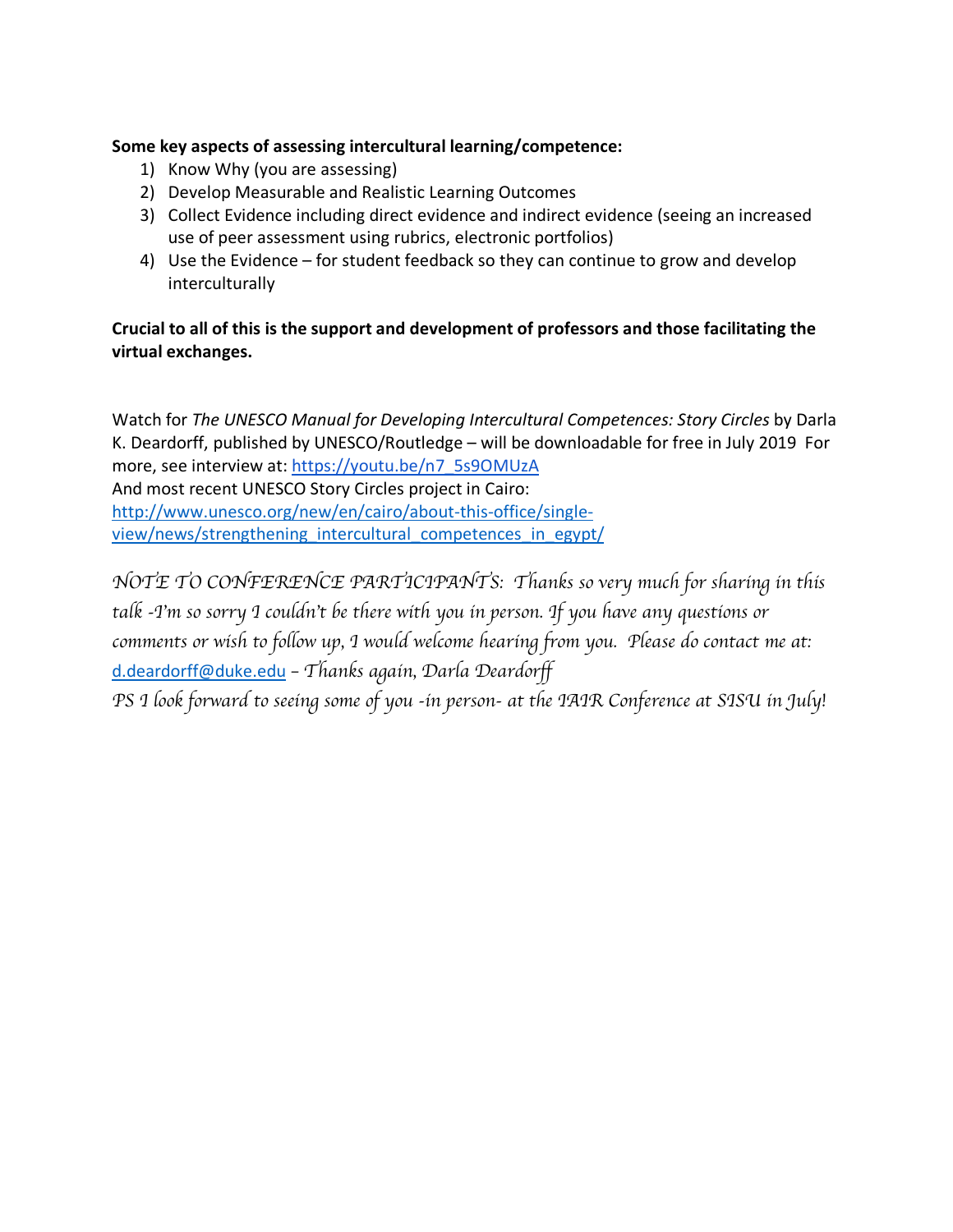**Some key aspects of assessing intercultural learning/competence:**

1) Know Why (you are assessing)
2) Develop Measurable and Realistic Learning Outcomes
3) Collect Evidence including direct evidence and indirect evidence (seeing an increased use of peer assessment using rubrics, electronic portfolios)
4) Use the Evidence – for student feedback so they can continue to grow and develop interculturally

**Crucial to all of this is the support and development of professors and those facilitating the virtual exchanges.**

Watch for *The UNESCO Manual for Developing Intercultural Competences: Story Circles* by Darla K. Deardorff, published by UNESCO/Routledge – will be downloadable for free in July 2019 For more, see interview at: https://youtu.be/n7_5s9OMUzA
And most recent UNESCO Story Circles project in Cairo: http://www.unesco.org/new/en/cairo/about-this-office/single-view/news/strengthening_intercultural_competences_in_egypt/

*NOTE TO CONFERENCE PARTICIPANTS: Thanks so very much for sharing in this talk -I'm so sorry I couldn't be there with you in person. If you have any questions or comments or wish to follow up, I would welcome hearing from you. Please do contact me at:* d.deardorff@duke.edu *– Thanks again, Darla Deardorff*
*PS I look forward to seeing some of you -in person- at the IAIR Conference at SISU in July!*